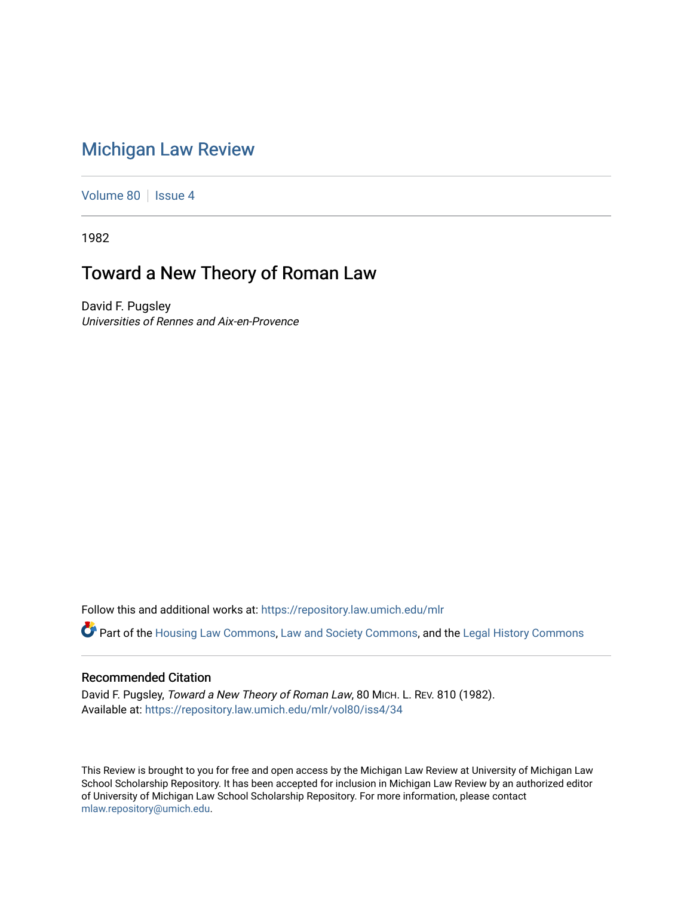# Michigan Law Review

Volume 80 | Issue 4

1982

## Toward a New Theory of Roman Law

David F. Pugsley
*Universities of Rennes and Aix-en-Provence*

Follow this and additional works at: https://repository.law.umich.edu/mlr

Part of the Housing Law Commons, Law and Society Commons, and the Legal History Commons

### Recommended Citation

David F. Pugsley, *Toward a New Theory of Roman Law*, 80 MICH. L. REV. 810 (1982).
Available at: https://repository.law.umich.edu/mlr/vol80/iss4/34

This Review is brought to you for free and open access by the Michigan Law Review at University of Michigan Law School Scholarship Repository. It has been accepted for inclusion in Michigan Law Review by an authorized editor of University of Michigan Law School Scholarship Repository. For more information, please contact mlaw.repository@umich.edu.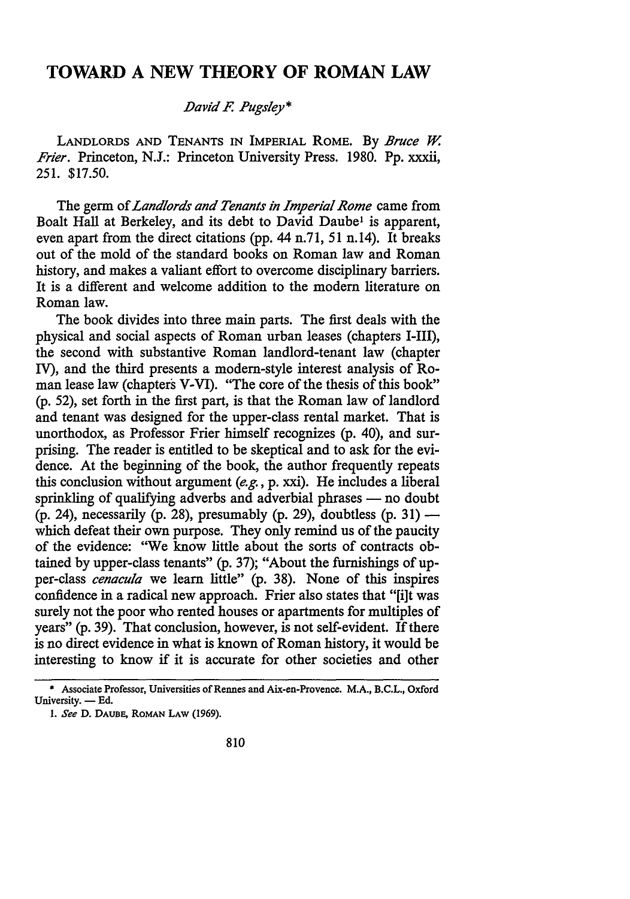# TOWARD A NEW THEORY OF ROMAN LAW

*David F. Pugsley\**

LANDLORDS AND TENANTS IN IMPERIAL ROME. By *Bruce W. Frier*. Princeton, N.J.: Princeton University Press. 1980. Pp. xxxii, 251. $17.50.

The germ of *Landlords and Tenants in Imperial Rome* came from Boalt Hall at Berkeley, and its debt to David Daube[1] is apparent, even apart from the direct citations (pp. 44 n.71, 51 n.14). It breaks out of the mold of the standard books on Roman law and Roman history, and makes a valiant effort to overcome disciplinary barriers. It is a different and welcome addition to the modern literature on Roman law.

The book divides into three main parts. The first deals with the physical and social aspects of Roman urban leases (chapters I-III), the second with substantive Roman landlord-tenant law (chapter IV), and the third presents a modern-style interest analysis of Roman lease law (chapters V-VI). "The core of the thesis of this book" (p. 52), set forth in the first part, is that the Roman law of landlord and tenant was designed for the upper-class rental market. That is unorthodox, as Professor Frier himself recognizes (p. 40), and surprising. The reader is entitled to be skeptical and to ask for the evidence. At the beginning of the book, the author frequently repeats this conclusion without argument (*e.g.*, p. xxi). He includes a liberal sprinkling of qualifying adverbs and adverbial phrases — no doubt (p. 24), necessarily (p. 28), presumably (p. 29), doubtless (p. 31) — which defeat their own purpose. They only remind us of the paucity of the evidence: "We know little about the sorts of contracts obtained by upper-class tenants" (p. 37); "About the furnishings of upper-class *cenacula* we learn little" (p. 38). None of this inspires confidence in a radical new approach. Frier also states that "[i]t was surely not the poor who rented houses or apartments for multiples of years" (p. 39). That conclusion, however, is not self-evident. If there is no direct evidence in what is known of Roman history, it would be interesting to know if it is accurate for other societies and other

\* Associate Professor, Universities of Rennes and Aix-en-Provence. M.A., B.C.L., Oxford University. — Ed.

1. *See* D. DAUBE, ROMAN LAW (1969).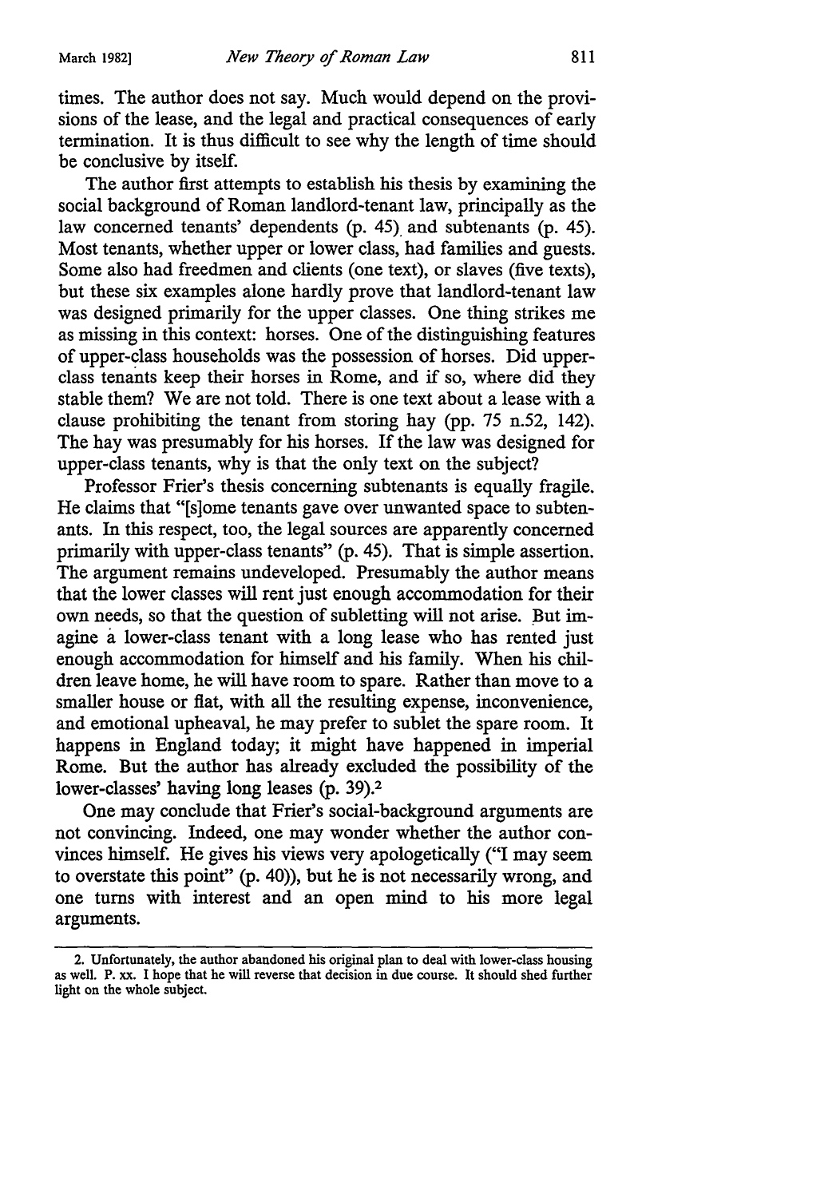times. The author does not say. Much would depend on the provisions of the lease, and the legal and practical consequences of early termination. It is thus difficult to see why the length of time should be conclusive by itself.

The author first attempts to establish his thesis by examining the social background of Roman landlord-tenant law, principally as the law concerned tenants' dependents (p. 45) and subtenants (p. 45). Most tenants, whether upper or lower class, had families and guests. Some also had freedmen and clients (one text), or slaves (five texts), but these six examples alone hardly prove that landlord-tenant law was designed primarily for the upper classes. One thing strikes me as missing in this context: horses. One of the distinguishing features of upper-class households was the possession of horses. Did upper-class tenants keep their horses in Rome, and if so, where did they stable them? We are not told. There is one text about a lease with a clause prohibiting the tenant from storing hay (pp. 75 n.52, 142). The hay was presumably for his horses. If the law was designed for upper-class tenants, why is that the only text on the subject?

Professor Frier's thesis concerning subtenants is equally fragile. He claims that "[s]ome tenants gave over unwanted space to subtenants. In this respect, too, the legal sources are apparently concerned primarily with upper-class tenants" (p. 45). That is simple assertion. The argument remains undeveloped. Presumably the author means that the lower classes will rent just enough accommodation for their own needs, so that the question of subletting will not arise. But imagine a lower-class tenant with a long lease who has rented just enough accommodation for himself and his family. When his children leave home, he will have room to spare. Rather than move to a smaller house or flat, with all the resulting expense, inconvenience, and emotional upheaval, he may prefer to sublet the spare room. It happens in England today; it might have happened in imperial Rome. But the author has already excluded the possibility of the lower-classes' having long leases (p. 39).[2]

One may conclude that Frier's social-background arguments are not convincing. Indeed, one may wonder whether the author convinces himself. He gives his views very apologetically ("I may seem to overstate this point" (p. 40)), but he is not necessarily wrong, and one turns with interest and an open mind to his more legal arguments.

---

2. Unfortunately, the author abandoned his original plan to deal with lower-class housing as well. P. xx. I hope that he will reverse that decision in due course. It should shed further light on the whole subject.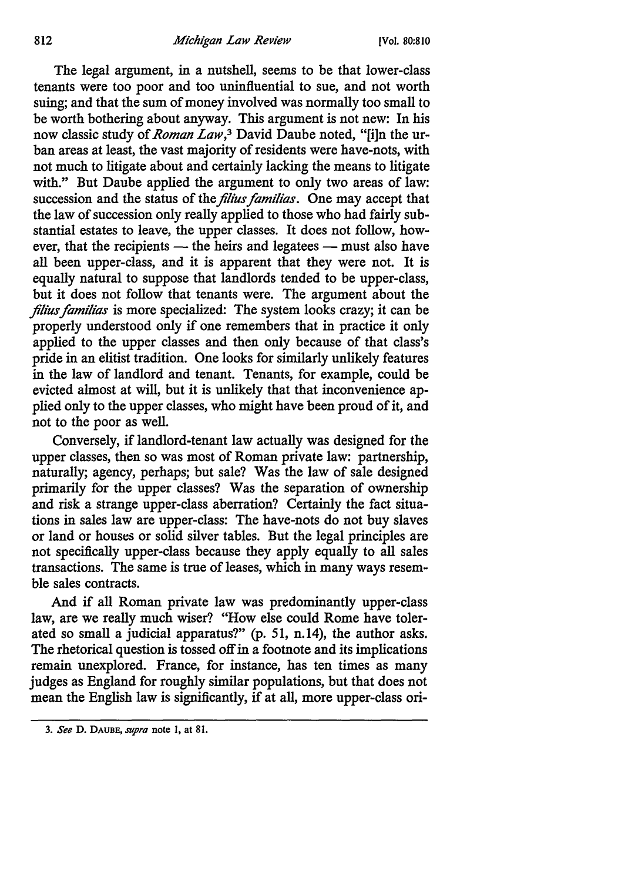The legal argument, in a nutshell, seems to be that lower-class tenants were too poor and too uninfluential to sue, and not worth suing; and that the sum of money involved was normally too small to be worth bothering about anyway. This argument is not new: In his now classic study of *Roman Law*,[3] David Daube noted, "[i]n the urban areas at least, the vast majority of residents were have-nots, with not much to litigate about and certainly lacking the means to litigate with." But Daube applied the argument to only two areas of law: succession and the status of the *filius familias*. One may accept that the law of succession only really applied to those who had fairly substantial estates to leave, the upper classes. It does not follow, however, that the recipients — the heirs and legatees — must also have all been upper-class, and it is apparent that they were not. It is equally natural to suppose that landlords tended to be upper-class, but it does not follow that tenants were. The argument about the *filius familias* is more specialized: The system looks crazy; it can be properly understood only if one remembers that in practice it only applied to the upper classes and then only because of that class's pride in an elitist tradition. One looks for similarly unlikely features in the law of landlord and tenant. Tenants, for example, could be evicted almost at will, but it is unlikely that that inconvenience applied only to the upper classes, who might have been proud of it, and not to the poor as well.

Conversely, if landlord-tenant law actually was designed for the upper classes, then so was most of Roman private law: partnership, naturally; agency, perhaps; but sale? Was the law of sale designed primarily for the upper classes? Was the separation of ownership and risk a strange upper-class aberration? Certainly the fact situations in sales law are upper-class: The have-nots do not buy slaves or land or houses or solid silver tables. But the legal principles are not specifically upper-class because they apply equally to all sales transactions. The same is true of leases, which in many ways resemble sales contracts.

And if all Roman private law was predominantly upper-class law, are we really much wiser? "How else could Rome have tolerated so small a judicial apparatus?" (p. 51, n.14), the author asks. The rhetorical question is tossed off in a footnote and its implications remain unexplored. France, for instance, has ten times as many judges as England for roughly similar populations, but that does not mean the English law is significantly, if at all, more upper-class ori-

---

3. *See* D. DAUBE, *supra* note 1, at 81.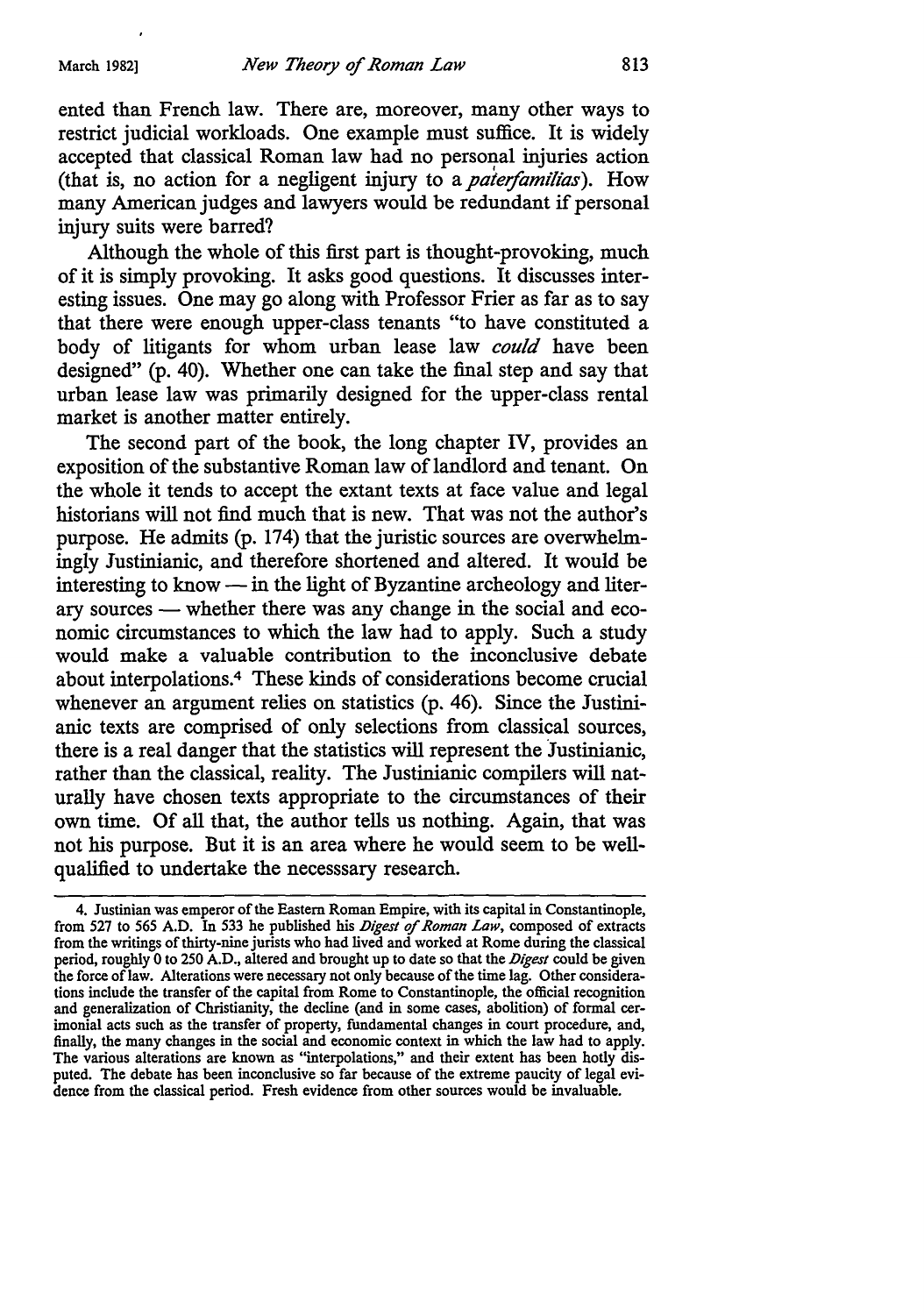ented than French law. There are, moreover, many other ways to restrict judicial workloads. One example must suffice. It is widely accepted that classical Roman law had no personal injuries action (that is, no action for a negligent injury to a *paterfamilias*). How many American judges and lawyers would be redundant if personal injury suits were barred?

Although the whole of this first part is thought-provoking, much of it is simply provoking. It asks good questions. It discusses interesting issues. One may go along with Professor Frier as far as to say that there were enough upper-class tenants "to have constituted a body of litigants for whom urban lease law *could* have been designed" (p. 40). Whether one can take the final step and say that urban lease law was primarily designed for the upper-class rental market is another matter entirely.

The second part of the book, the long chapter IV, provides an exposition of the substantive Roman law of landlord and tenant. On the whole it tends to accept the extant texts at face value and legal historians will not find much that is new. That was not the author's purpose. He admits (p. 174) that the juristic sources are overwhelmingly Justinianic, and therefore shortened and altered. It would be interesting to know — in the light of Byzantine archeology and literary sources — whether there was any change in the social and economic circumstances to which the law had to apply. Such a study would make a valuable contribution to the inconclusive debate about interpolations.[4] These kinds of considerations become crucial whenever an argument relies on statistics (p. 46). Since the Justinianic texts are comprised of only selections from classical sources, there is a real danger that the statistics will represent the Justinianic, rather than the classical, reality. The Justinianic compilers will naturally have chosen texts appropriate to the circumstances of their own time. Of all that, the author tells us nothing. Again, that was not his purpose. But it is an area where he would seem to be well-qualified to undertake the necesssary research.

---

4. Justinian was emperor of the Eastern Roman Empire, with its capital in Constantinople, from 527 to 565 A.D. In 533 he published his *Digest of Roman Law*, composed of extracts from the writings of thirty-nine jurists who had lived and worked at Rome during the classical period, roughly 0 to 250 A.D., altered and brought up to date so that the *Digest* could be given the force of law. Alterations were necessary not only because of the time lag. Other considerations include the transfer of the capital from Rome to Constantinople, the official recognition and generalization of Christianity, the decline (and in some cases, abolition) of formal ceremonial acts such as the transfer of property, fundamental changes in court procedure, and, finally, the many changes in the social and economic context in which the law had to apply. The various alterations are known as "interpolations," and their extent has been hotly disputed. The debate has been inconclusive so far because of the extreme paucity of legal evidence from the classical period. Fresh evidence from other sources would be invaluable.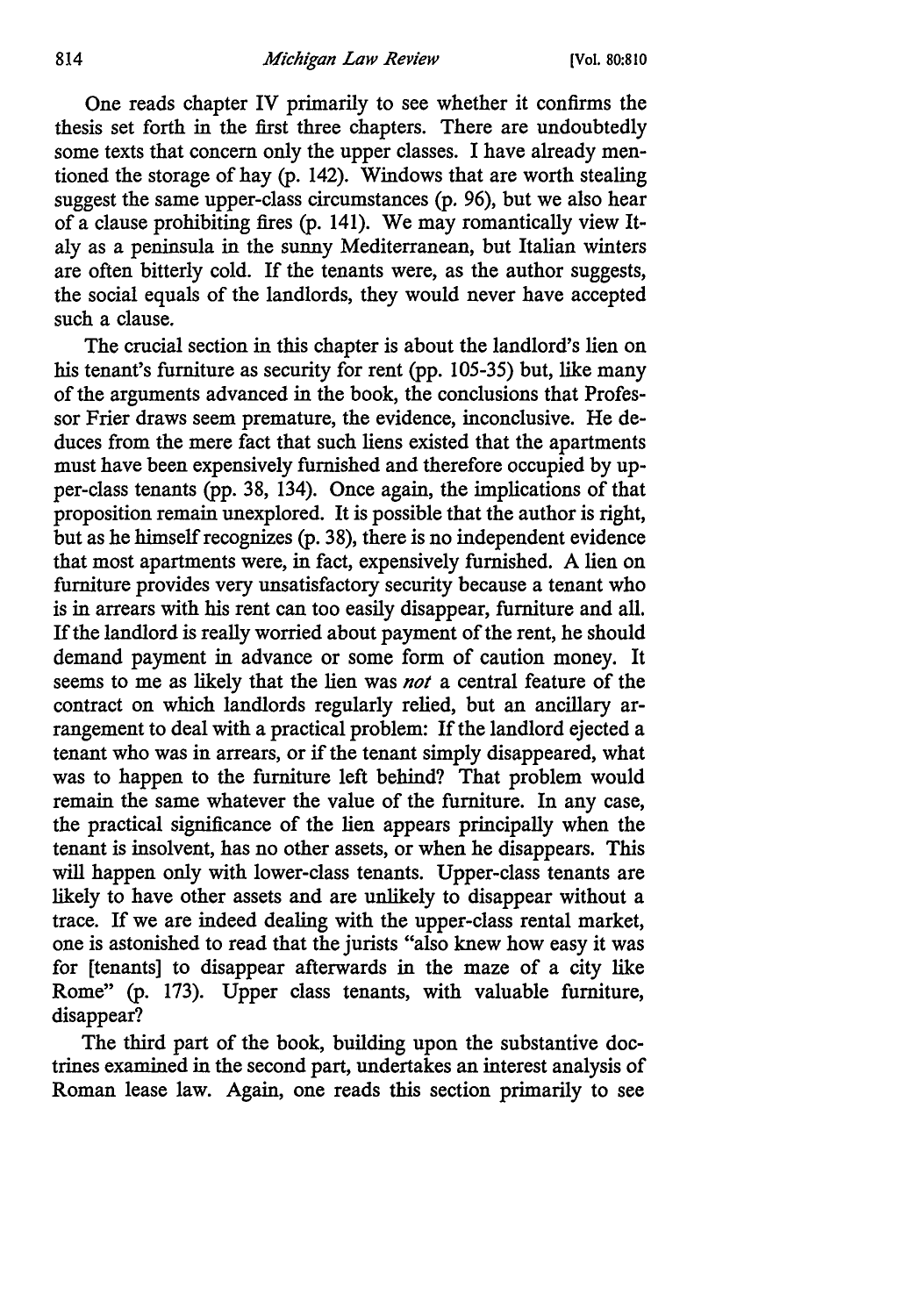One reads chapter IV primarily to see whether it confirms the thesis set forth in the first three chapters. There are undoubtedly some texts that concern only the upper classes. I have already mentioned the storage of hay (p. 142). Windows that are worth stealing suggest the same upper-class circumstances (p. 96), but we also hear of a clause prohibiting fires (p. 141). We may romantically view Italy as a peninsula in the sunny Mediterranean, but Italian winters are often bitterly cold. If the tenants were, as the author suggests, the social equals of the landlords, they would never have accepted such a clause.

The crucial section in this chapter is about the landlord's lien on his tenant's furniture as security for rent (pp. 105-35) but, like many of the arguments advanced in the book, the conclusions that Professor Frier draws seem premature, the evidence, inconclusive. He deduces from the mere fact that such liens existed that the apartments must have been expensively furnished and therefore occupied by upper-class tenants (pp. 38, 134). Once again, the implications of that proposition remain unexplored. It is possible that the author is right, but as he himself recognizes (p. 38), there is no independent evidence that most apartments were, in fact, expensively furnished. A lien on furniture provides very unsatisfactory security because a tenant who is in arrears with his rent can too easily disappear, furniture and all. If the landlord is really worried about payment of the rent, he should demand payment in advance or some form of caution money. It seems to me as likely that the lien was *not* a central feature of the contract on which landlords regularly relied, but an ancillary arrangement to deal with a practical problem: If the landlord ejected a tenant who was in arrears, or if the tenant simply disappeared, what was to happen to the furniture left behind? That problem would remain the same whatever the value of the furniture. In any case, the practical significance of the lien appears principally when the tenant is insolvent, has no other assets, or when he disappears. This will happen only with lower-class tenants. Upper-class tenants are likely to have other assets and are unlikely to disappear without a trace. If we are indeed dealing with the upper-class rental market, one is astonished to read that the jurists "also knew how easy it was for [tenants] to disappear afterwards in the maze of a city like Rome" (p. 173). Upper class tenants, with valuable furniture, disappear?

The third part of the book, building upon the substantive doctrines examined in the second part, undertakes an interest analysis of Roman lease law. Again, one reads this section primarily to see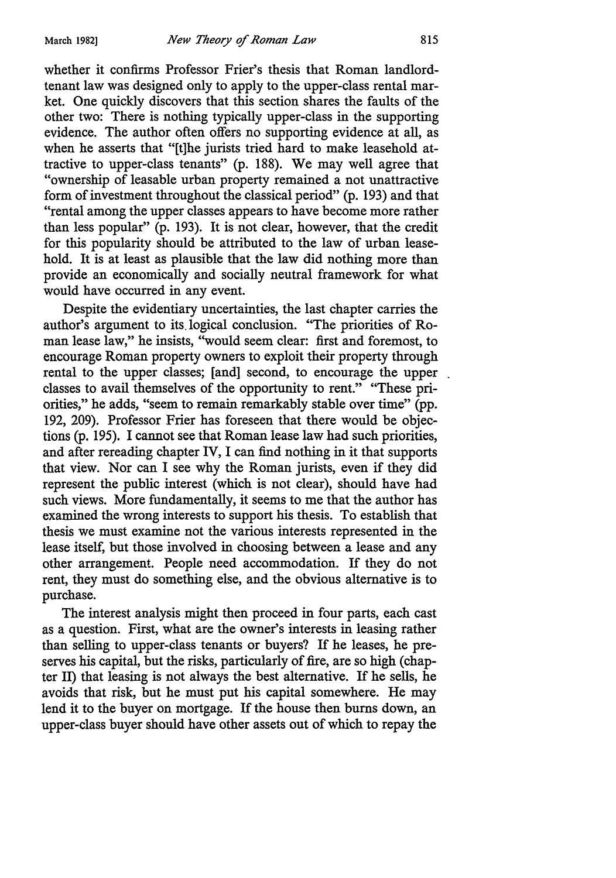whether it confirms Professor Frier's thesis that Roman landlord-tenant law was designed only to apply to the upper-class rental market. One quickly discovers that this section shares the faults of the other two: There is nothing typically upper-class in the supporting evidence. The author often offers no supporting evidence at all, as when he asserts that "[t]he jurists tried hard to make leasehold attractive to upper-class tenants" (p. 188). We may well agree that "ownership of leasable urban property remained a not unattractive form of investment throughout the classical period" (p. 193) and that "rental among the upper classes appears to have become more rather than less popular" (p. 193). It is not clear, however, that the credit for this popularity should be attributed to the law of urban leasehold. It is at least as plausible that the law did nothing more than provide an economically and socially neutral framework for what would have occurred in any event.

Despite the evidentiary uncertainties, the last chapter carries the author's argument to its logical conclusion. "The priorities of Roman lease law," he insists, "would seem clear: first and foremost, to encourage Roman property owners to exploit their property through rental to the upper classes; [and] second, to encourage the upper classes to avail themselves of the opportunity to rent." "These priorities," he adds, "seem to remain remarkably stable over time" (pp. 192, 209). Professor Frier has foreseen that there would be objections (p. 195). I cannot see that Roman lease law had such priorities, and after rereading chapter IV, I can find nothing in it that supports that view. Nor can I see why the Roman jurists, even if they did represent the public interest (which is not clear), should have had such views. More fundamentally, it seems to me that the author has examined the wrong interests to support his thesis. To establish that thesis we must examine not the various interests represented in the lease itself, but those involved in choosing between a lease and any other arrangement. People need accommodation. If they do not rent, they must do something else, and the obvious alternative is to purchase.

The interest analysis might then proceed in four parts, each cast as a question. First, what are the owner's interests in leasing rather than selling to upper-class tenants or buyers? If he leases, he preserves his capital, but the risks, particularly of fire, are so high (chapter II) that leasing is not always the best alternative. If he sells, he avoids that risk, but he must put his capital somewhere. He may lend it to the buyer on mortgage. If the house then burns down, an upper-class buyer should have other assets out of which to repay the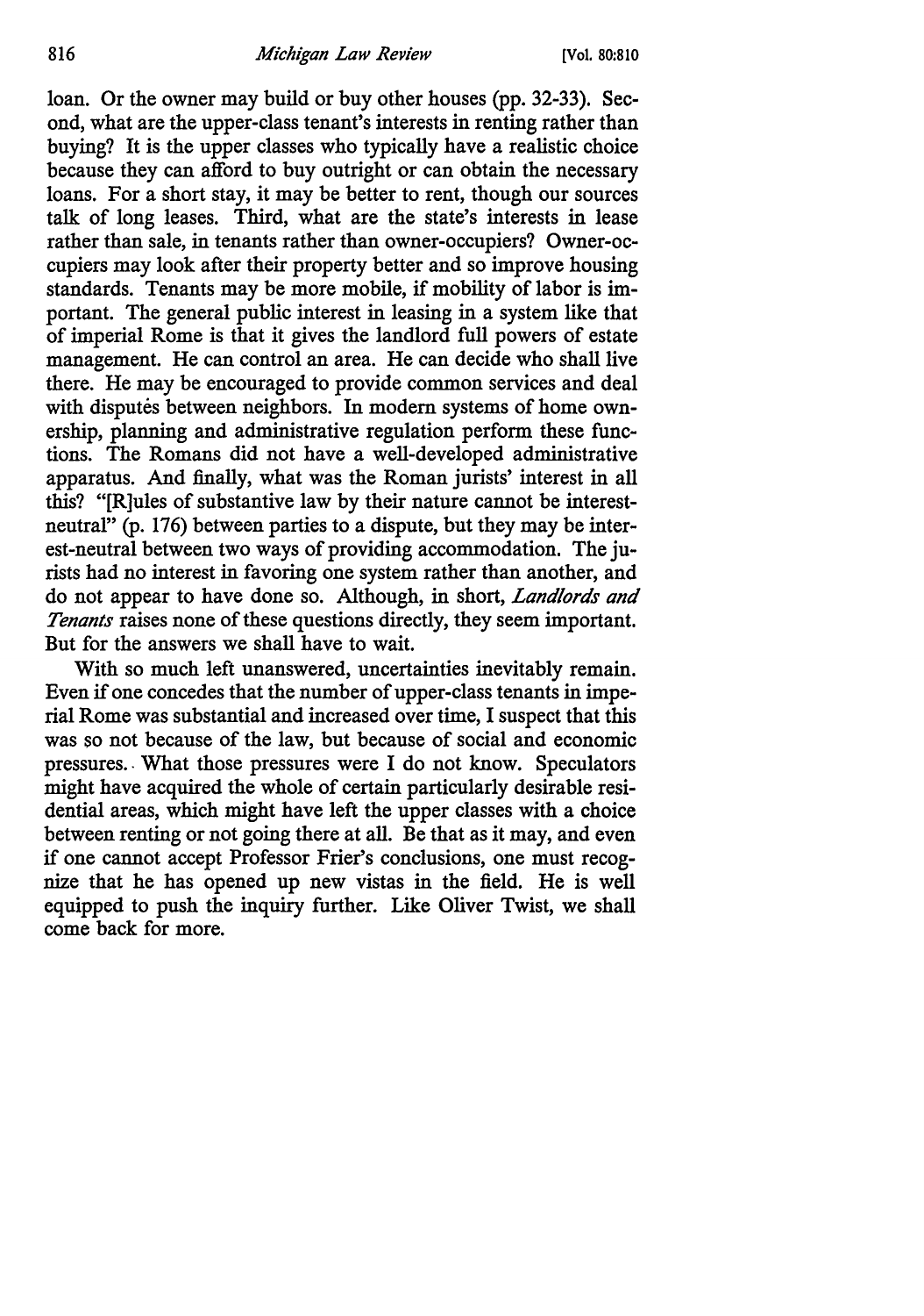loan. Or the owner may build or buy other houses (pp. 32-33). Second, what are the upper-class tenant's interests in renting rather than buying? It is the upper classes who typically have a realistic choice because they can afford to buy outright or can obtain the necessary loans. For a short stay, it may be better to rent, though our sources talk of long leases. Third, what are the state's interests in lease rather than sale, in tenants rather than owner-occupiers? Owner-occupiers may look after their property better and so improve housing standards. Tenants may be more mobile, if mobility of labor is important. The general public interest in leasing in a system like that of imperial Rome is that it gives the landlord full powers of estate management. He can control an area. He can decide who shall live there. He may be encouraged to provide common services and deal with disputes between neighbors. In modern systems of home ownership, planning and administrative regulation perform these functions. The Romans did not have a well-developed administrative apparatus. And finally, what was the Roman jurists' interest in all this? "[R]ules of substantive law by their nature cannot be interest-neutral" (p. 176) between parties to a dispute, but they may be interest-neutral between two ways of providing accommodation. The jurists had no interest in favoring one system rather than another, and do not appear to have done so. Although, in short, *Landlords and Tenants* raises none of these questions directly, they seem important. But for the answers we shall have to wait.

With so much left unanswered, uncertainties inevitably remain. Even if one concedes that the number of upper-class tenants in imperial Rome was substantial and increased over time, I suspect that this was so not because of the law, but because of social and economic pressures. What those pressures were I do not know. Speculators might have acquired the whole of certain particularly desirable residential areas, which might have left the upper classes with a choice between renting or not going there at all. Be that as it may, and even if one cannot accept Professor Frier's conclusions, one must recognize that he has opened up new vistas in the field. He is well equipped to push the inquiry further. Like Oliver Twist, we shall come back for more.